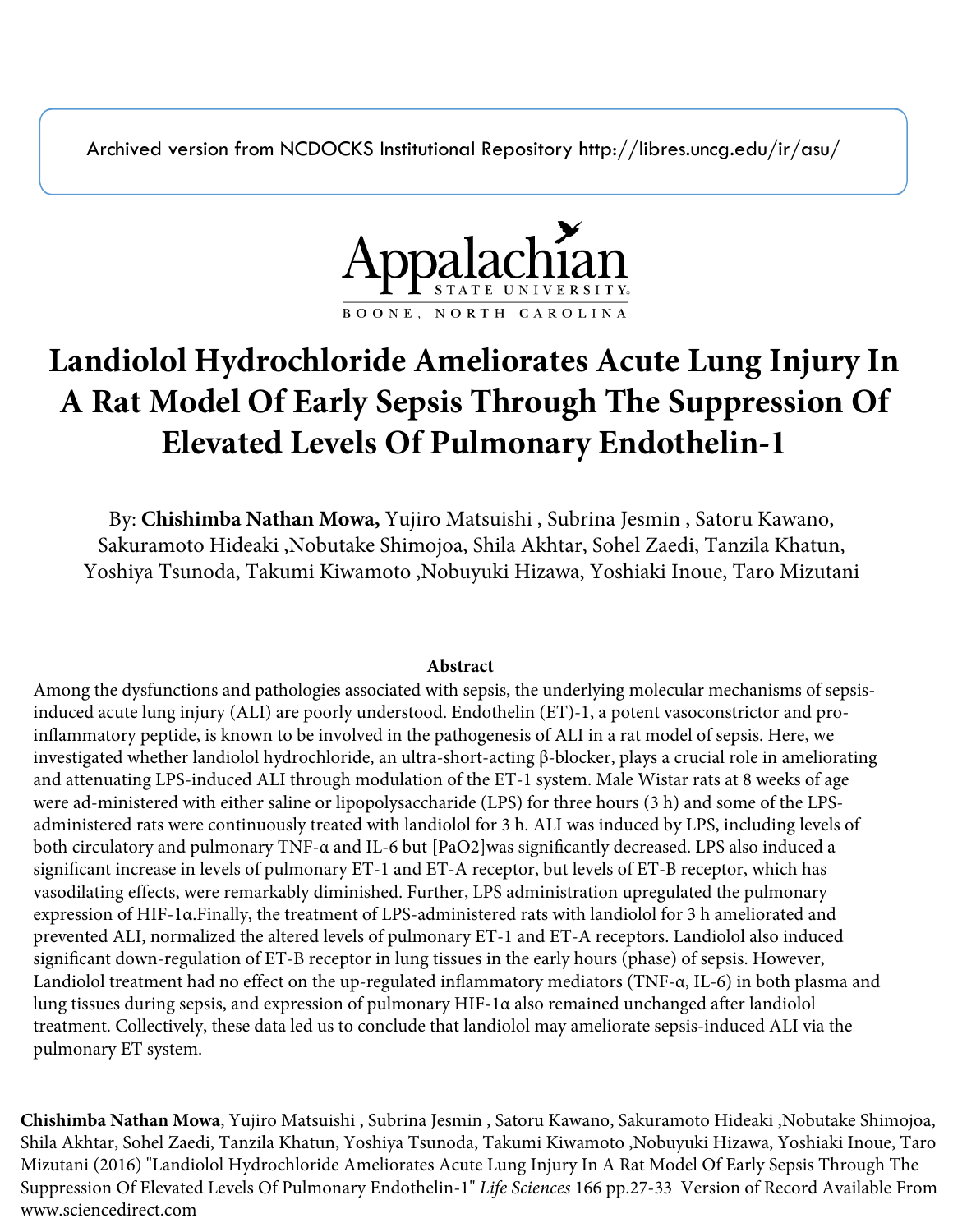Archived version from NCDOCKS Institutional Repository http://libres.uncg.edu/ir/asu/

Appalachian State University
BOONE, NORTH CAROLINA

# Landiolol Hydrochloride Ameliorates Acute Lung Injury In A Rat Model Of Early Sepsis Through The Suppression Of Elevated Levels Of Pulmonary Endothelin-1

By: **Chishimba Nathan Mowa,** Yujiro Matsuishi , Subrina Jesmin , Satoru Kawano, Sakuramoto Hideaki ,Nobutake Shimojoa, Shila Akhtar, Sohel Zaedi, Tanzila Khatun, Yoshiya Tsunoda, Takumi Kiwamoto ,Nobuyuki Hizawa, Yoshiaki Inoue, Taro Mizutani

## Abstract

Among the dysfunctions and pathologies associated with sepsis, the underlying molecular mechanisms of sepsis-induced acute lung injury (ALI) are poorly understood. Endothelin (ET)-1, a potent vasoconstrictor and pro-inflammatory peptide, is known to be involved in the pathogenesis of ALI in a rat model of sepsis. Here, we investigated whether landiolol hydrochloride, an ultra-short-acting β-blocker, plays a crucial role in ameliorating and attenuating LPS-induced ALI through modulation of the ET-1 system. Male Wistar rats at 8 weeks of age were ad-ministered with either saline or lipopolysaccharide (LPS) for three hours (3 h) and some of the LPS-administered rats were continuously treated with landiolol for 3 h. ALI was induced by LPS, including levels of both circulatory and pulmonary TNF-α and IL-6 but [PaO2]was significantly decreased. LPS also induced a significant increase in levels of pulmonary ET-1 and ET-A receptor, but levels of ET-B receptor, which has vasodilating effects, were remarkably diminished. Further, LPS administration upregulated the pulmonary expression of HIF-1α.Finally, the treatment of LPS-administered rats with landiolol for 3 h ameliorated and prevented ALI, normalized the altered levels of pulmonary ET-1 and ET-A receptors. Landiolol also induced significant down-regulation of ET-B receptor in lung tissues in the early hours (phase) of sepsis. However, Landiolol treatment had no effect on the up-regulated inflammatory mediators (TNF-α, IL-6) in both plasma and lung tissues during sepsis, and expression of pulmonary HIF-1α also remained unchanged after landiolol treatment. Collectively, these data led us to conclude that landiolol may ameliorate sepsis-induced ALI via the pulmonary ET system.

**Chishimba Nathan Mowa**, Yujiro Matsuishi , Subrina Jesmin , Satoru Kawano, Sakuramoto Hideaki ,Nobutake Shimojoa, Shila Akhtar, Sohel Zaedi, Tanzila Khatun, Yoshiya Tsunoda, Takumi Kiwamoto ,Nobuyuki Hizawa, Yoshiaki Inoue, Taro Mizutani (2016) "Landiolol Hydrochloride Ameliorates Acute Lung Injury In A Rat Model Of Early Sepsis Through The Suppression Of Elevated Levels Of Pulmonary Endothelin-1" *Life Sciences* 166 pp.27-33 Version of Record Available From www.sciencedirect.com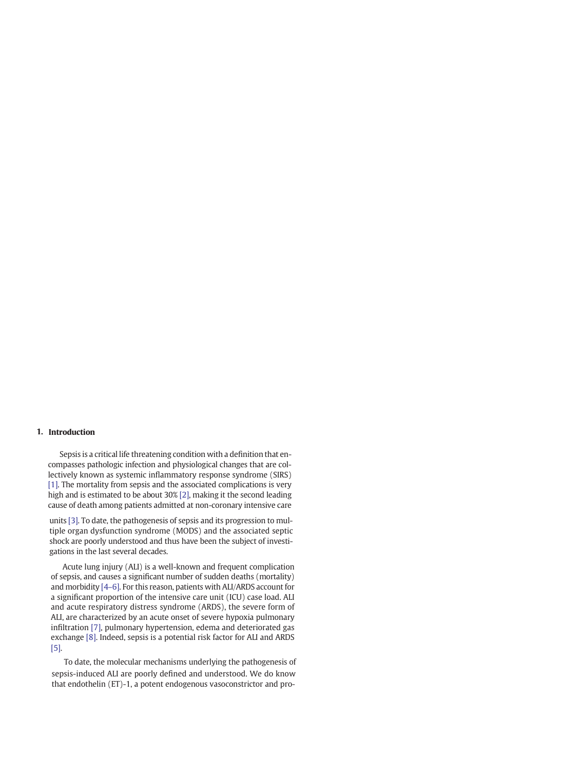## 1. Introduction

Sepsis is a critical life threatening condition with a definition that encompasses pathologic infection and physiological changes that are collectively known as systemic inflammatory response syndrome (SIRS) [1]. The mortality from sepsis and the associated complications is very high and is estimated to be about 30% [2], making it the second leading cause of death among patients admitted at non-coronary intensive care units [3]. To date, the pathogenesis of sepsis and its progression to multiple organ dysfunction syndrome (MODS) and the associated septic shock are poorly understood and thus have been the subject of investigations in the last several decades.

Acute lung injury (ALI) is a well-known and frequent complication of sepsis, and causes a significant number of sudden deaths (mortality) and morbidity [4–6]. For this reason, patients with ALI/ARDS account for a significant proportion of the intensive care unit (ICU) case load. ALI and acute respiratory distress syndrome (ARDS), the severe form of ALI, are characterized by an acute onset of severe hypoxia pulmonary infiltration [7], pulmonary hypertension, edema and deteriorated gas exchange [8]. Indeed, sepsis is a potential risk factor for ALI and ARDS [5].

To date, the molecular mechanisms underlying the pathogenesis of sepsis-induced ALI are poorly defined and understood. We do know that endothelin (ET)-1, a potent endogenous vasoconstrictor and pro-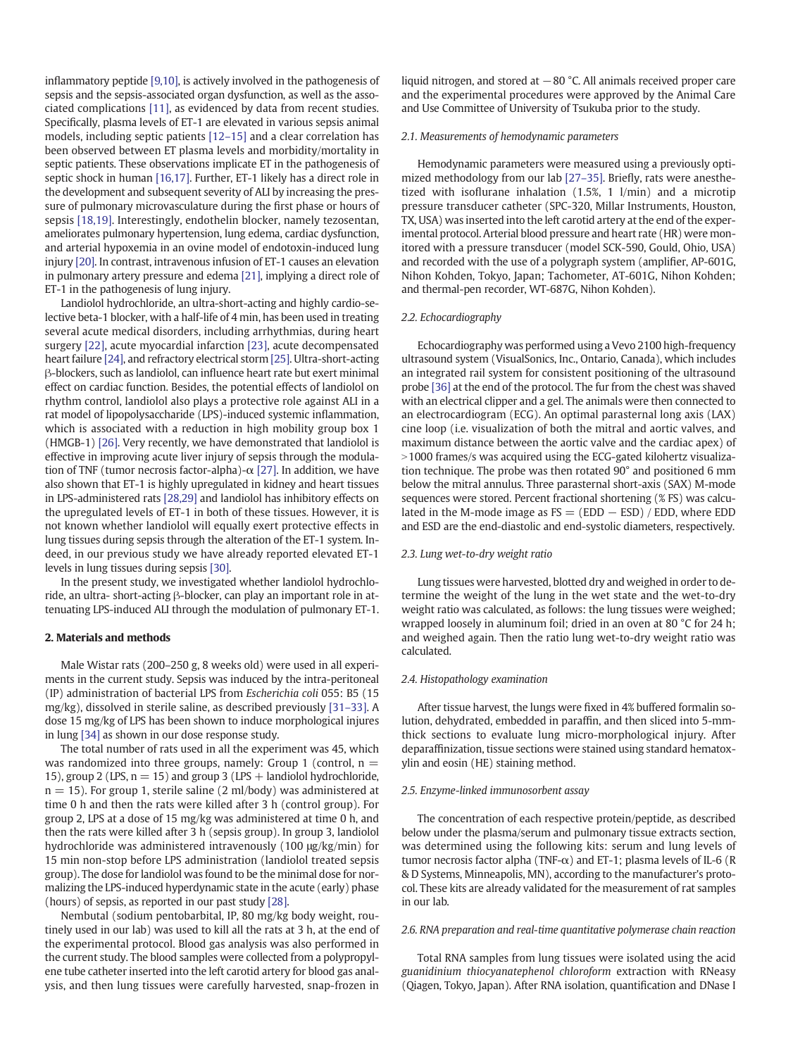inflammatory peptide [9,10], is actively involved in the pathogenesis of sepsis and the sepsis-associated organ dysfunction, as well as the associated complications [11], as evidenced by data from recent studies. Specifically, plasma levels of ET-1 are elevated in various sepsis animal models, including septic patients [12–15] and a clear correlation has been observed between ET plasma levels and morbidity/mortality in septic patients. These observations implicate ET in the pathogenesis of septic shock in human [16,17]. Further, ET-1 likely has a direct role in the development and subsequent severity of ALI by increasing the pressure of pulmonary microvasculature during the first phase or hours of sepsis [18,19]. Interestingly, endothelin blocker, namely tezosentan, ameliorates pulmonary hypertension, lung edema, cardiac dysfunction, and arterial hypoxemia in an ovine model of endotoxin-induced lung injury [20]. In contrast, intravenous infusion of ET-1 causes an elevation in pulmonary artery pressure and edema [21], implying a direct role of ET-1 in the pathogenesis of lung injury.

Landiolol hydrochloride, an ultra-short-acting and highly cardio-selective beta-1 blocker, with a half-life of 4 min, has been used in treating several acute medical disorders, including arrhythmias, during heart surgery [22], acute myocardial infarction [23], acute decompensated heart failure [24], and refractory electrical storm [25]. Ultra-short-acting β-blockers, such as landiolol, can influence heart rate but exert minimal effect on cardiac function. Besides, the potential effects of landiolol on rhythm control, landiolol also plays a protective role against ALI in a rat model of lipopolysaccharide (LPS)-induced systemic inflammation, which is associated with a reduction in high mobility group box 1 (HMGB-1) [26]. Very recently, we have demonstrated that landiolol is effective in improving acute liver injury of sepsis through the modulation of TNF (tumor necrosis factor-alpha)-α [27]. In addition, we have also shown that ET-1 is highly upregulated in kidney and heart tissues in LPS-administered rats [28,29] and landiolol has inhibitory effects on the upregulated levels of ET-1 in both of these tissues. However, it is not known whether landiolol will equally exert protective effects in lung tissues during sepsis through the alteration of the ET-1 system. Indeed, in our previous study we have already reported elevated ET-1 levels in lung tissues during sepsis [30].

In the present study, we investigated whether landiolol hydrochloride, an ultra- short-acting β-blocker, can play an important role in attenuating LPS-induced ALI through the modulation of pulmonary ET-1.

## 2. Materials and methods

Male Wistar rats (200–250 g, 8 weeks old) were used in all experiments in the current study. Sepsis was induced by the intra-peritoneal (IP) administration of bacterial LPS from *Escherichia coli* 055: B5 (15 mg/kg), dissolved in sterile saline, as described previously [31–33]. A dose 15 mg/kg of LPS has been shown to induce morphological injures in lung [34] as shown in our dose response study.

The total number of rats used in all the experiment was 45, which was randomized into three groups, namely: Group 1 (control, n = 15), group 2 (LPS, n = 15) and group 3 (LPS + landiolol hydrochloride, n = 15). For group 1, sterile saline (2 ml/body) was administered at time 0 h and then the rats were killed after 3 h (control group). For group 2, LPS at a dose of 15 mg/kg was administered at time 0 h, and then the rats were killed after 3 h (sepsis group). In group 3, landiolol hydrochloride was administered intravenously (100 μg/kg/min) for 15 min non-stop before LPS administration (landiolol treated sepsis group). The dose for landiolol was found to be the minimal dose for normalizing the LPS-induced hyperdynamic state in the acute (early) phase (hours) of sepsis, as reported in our past study [28].

Nembutal (sodium pentobarbital, IP, 80 mg/kg body weight, routinely used in our lab) was used to kill all the rats at 3 h, at the end of the experimental protocol. Blood gas analysis was also performed in the current study. The blood samples were collected from a polypropylene tube catheter inserted into the left carotid artery for blood gas analysis, and then lung tissues were carefully harvested, snap-frozen in liquid nitrogen, and stored at −80 °C. All animals received proper care and the experimental procedures were approved by the Animal Care and Use Committee of University of Tsukuba prior to the study.

### 2.1. Measurements of hemodynamic parameters

Hemodynamic parameters were measured using a previously optimized methodology from our lab [27–35]. Briefly, rats were anesthetized with isoflurane inhalation (1.5%, 1 l/min) and a microtip pressure transducer catheter (SPC-320, Millar Instruments, Houston, TX, USA) was inserted into the left carotid artery at the end of the experimental protocol. Arterial blood pressure and heart rate (HR) were monitored with a pressure transducer (model SCK-590, Gould, Ohio, USA) and recorded with the use of a polygraph system (amplifier, AP-601G, Nihon Kohden, Tokyo, Japan; Tachometer, AT-601G, Nihon Kohden; and thermal-pen recorder, WT-687G, Nihon Kohden).

### 2.2. Echocardiography

Echocardiography was performed using a Vevo 2100 high-frequency ultrasound system (VisualSonics, Inc., Ontario, Canada), which includes an integrated rail system for consistent positioning of the ultrasound probe [36] at the end of the protocol. The fur from the chest was shaved with an electrical clipper and a gel. The animals were then connected to an electrocardiogram (ECG). An optimal parasternal long axis (LAX) cine loop (i.e. visualization of both the mitral and aortic valves, and maximum distance between the aortic valve and the cardiac apex) of >1000 frames/s was acquired using the ECG-gated kilohertz visualization technique. The probe was then rotated 90° and positioned 6 mm below the mitral annulus. Three parasternal short-axis (SAX) M-mode sequences were stored. Percent fractional shortening (% FS) was calculated in the M-mode image as $FS = (EDD - ESD) / EDD$, where EDD and ESD are the end-diastolic and end-systolic diameters, respectively.

### 2.3. Lung wet-to-dry weight ratio

Lung tissues were harvested, blotted dry and weighed in order to determine the weight of the lung in the wet state and the wet-to-dry weight ratio was calculated, as follows: the lung tissues were weighed; wrapped loosely in aluminum foil; dried in an oven at 80 °C for 24 h; and weighed again. Then the ratio lung wet-to-dry weight ratio was calculated.

### 2.4. Histopathology examination

After tissue harvest, the lungs were fixed in 4% buffered formalin solution, dehydrated, embedded in paraffin, and then sliced into 5-mm-thick sections to evaluate lung micro-morphological injury. After deparaffinization, tissue sections were stained using standard hematoxylin and eosin (HE) staining method.

### 2.5. Enzyme-linked immunosorbent assay

The concentration of each respective protein/peptide, as described below under the plasma/serum and pulmonary tissue extracts section, was determined using the following kits: serum and lung levels of tumor necrosis factor alpha (TNF-α) and ET-1; plasma levels of IL-6 (R & D Systems, Minneapolis, MN), according to the manufacturer's protocol. These kits are already validated for the measurement of rat samples in our lab.

### 2.6. RNA preparation and real-time quantitative polymerase chain reaction

Total RNA samples from lung tissues were isolated using the acid *guanidinium thiocyanatephenol chloroform* extraction with RNeasy (Qiagen, Tokyo, Japan). After RNA isolation, quantification and DNase I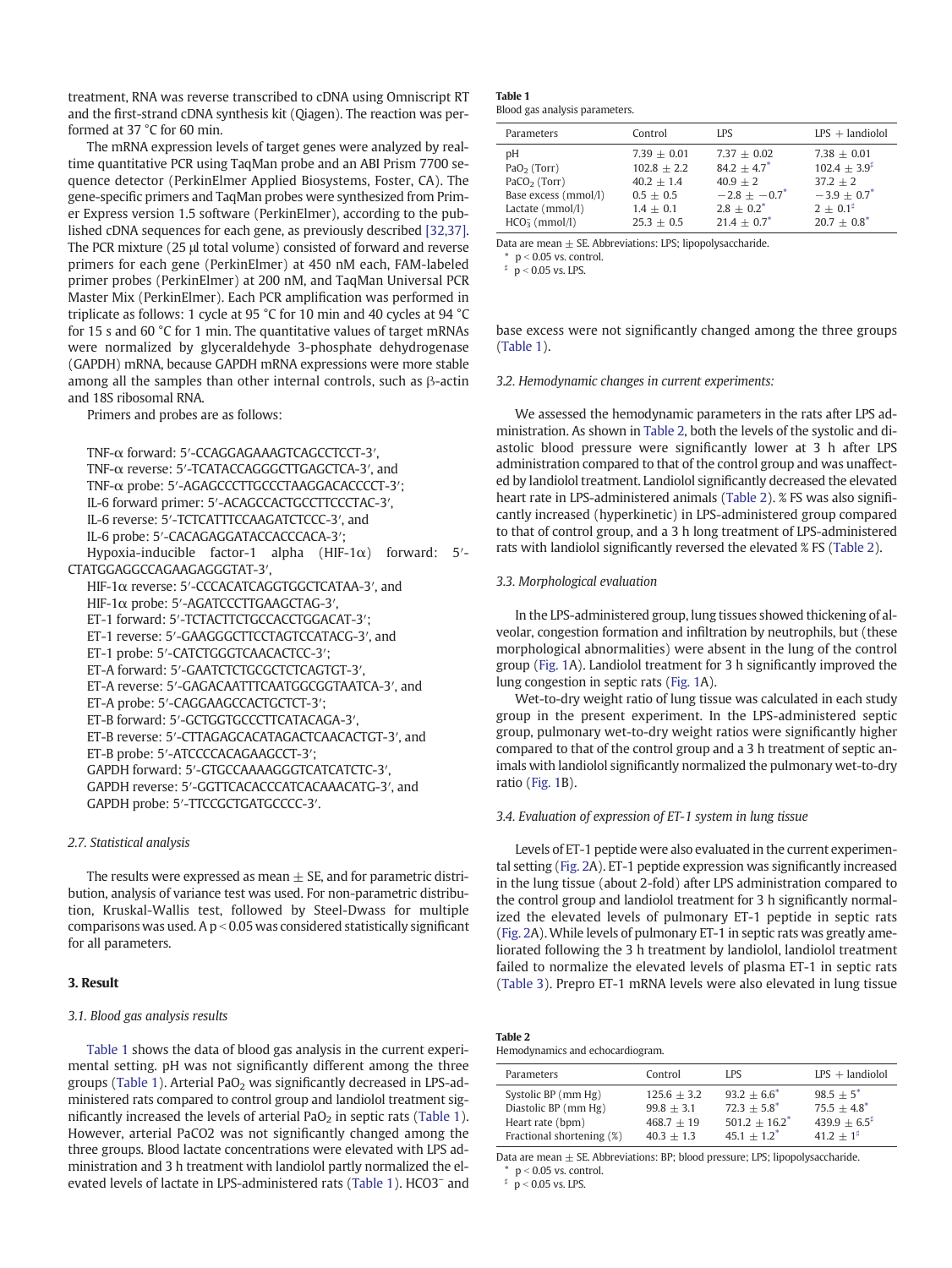treatment, RNA was reverse transcribed to cDNA using Omniscript RT and the first-strand cDNA synthesis kit (Qiagen). The reaction was performed at 37 °C for 60 min.

The mRNA expression levels of target genes were analyzed by real-time quantitative PCR using TaqMan probe and an ABI Prism 7700 sequence detector (PerkinElmer Applied Biosystems, Foster, CA). The gene-specific primers and TaqMan probes were synthesized from Primer Express version 1.5 software (PerkinElmer), according to the published cDNA sequences for each gene, as previously described [32,37]. The PCR mixture (25 μl total volume) consisted of forward and reverse primers for each gene (PerkinElmer) at 450 nM each, FAM-labeled primer probes (PerkinElmer) at 200 nM, and TaqMan Universal PCR Master Mix (PerkinElmer). Each PCR amplification was performed in triplicate as follows: 1 cycle at 95 °C for 10 min and 40 cycles at 94 °C for 15 s and 60 °C for 1 min. The quantitative values of target mRNAs were normalized by glyceraldehyde 3-phosphate dehydrogenase (GAPDH) mRNA, because GAPDH mRNA expressions were more stable among all the samples than other internal controls, such as β-actin and 18S ribosomal RNA.

Primers and probes are as follows:

TNF-α forward: 5′-CCAGGAGAAAGTCAGCCTCCT-3′,
TNF-α reverse: 5′-TCATACCAGGGCTTGAGCTCA-3′, and
TNF-α probe: 5′-AGAGCCCTTGCCCTAAGGACACCCCT-3′;
IL-6 forward primer: 5′-ACAGCCACTGCCTTCCCTAC-3′,
IL-6 reverse: 5′-TCTCATTTCCAAGATCTCCC-3′, and
IL-6 probe: 5′-CACAGAGGATACCACCCACA-3′;
Hypoxia-inducible factor-1 alpha (HIF-1α) forward: 5′-CTATGGAGGCCAGAAGAGGGTAT-3′,
HIF-1α reverse: 5′-CCCACATCAGGTGGCTCATAA-3′, and
HIF-1α probe: 5′-AGATCCCTTGAAGCTAG-3′,
ET-1 forward: 5′-TCTACTTCTGCCACCTGGACAT-3′;
ET-1 reverse: 5′-GAAGGGCTTCCTAGTCCATACG-3′, and
ET-1 probe: 5′-CATCTGGGTCAACACTCC-3′;
ET-A forward: 5′-GAATCTCTGCGCTCTCAGTGT-3′,
ET-A reverse: 5′-GAGACAATTTCAATGGCGGTAATCA-3′, and
ET-A probe: 5′-CAGGAAGCCACTGCTCT-3′;
ET-B forward: 5′-GCTGGTGCCCTTCATACAGA-3′,
ET-B reverse: 5′-CTTAGAGCACATAGACTCAACACTGT-3′, and
ET-B probe: 5′-ATCCCCACAGAAGCCT-3′;
GAPDH forward: 5′-GTGCCAAAAGGGTCATCATCTC-3′,
GAPDH reverse: 5′-GGTTCACACCCATCACAAACATG-3′, and
GAPDH probe: 5′-TTCCGCTGATGCCCC-3′.

### 2.7. Statistical analysis

The results were expressed as mean ± SE, and for parametric distribution, analysis of variance test was used. For non-parametric distribution, Kruskal-Wallis test, followed by Steel-Dwass for multiple comparisons was used. A $p < 0.05$ was considered statistically significant for all parameters.

## 3. Result

### 3.1. Blood gas analysis results

Table 1 shows the data of blood gas analysis in the current experimental setting. pH was not significantly different among the three groups (Table 1). Arterial $PaO_2$ was significantly decreased in LPS-administered rats compared to control group and landiolol treatment significantly increased the levels of arterial $PaO_2$ in septic rats (Table 1). However, arterial PaCO2 was not significantly changed among the three groups. Blood lactate concentrations were elevated with LPS administration and 3 h treatment with landiolol partly normalized the elevated levels of lactate in LPS-administered rats (Table 1). $HCO3^-$ and base excess were not significantly changed among the three groups (Table 1).

**Table 1**
Blood gas analysis parameters.

| Parameters | Control | LPS | LPS + landiolol |
|---|---|---|---|
| pH | 7.39 ± 0.01 | 7.37 ± 0.02 | 7.38 ± 0.01 |
| $PaO_2$ (Torr) | 102.8 ± 2.2 | 84.2 ± 4.7* | 102.4 ± 3.9♯ |
| $PaCO_2$ (Torr) | 40.2 ± 1.4 | 40.9 ± 2 | 37.2 ± 2 |
| Base excess (mmol/l) | 0.5 ± 0.5 | −2.8 ± −0.7* | −3.9 ± 0.7* |
| Lactate (mmol/l) | 1.4 ± 0.1 | 2.8 ± 0.2* | 2 ± 0.1♯ |
| $HCO_3^-$ (mmol/l) | 25.3 ± 0.5 | 21.4 ± 0.7* | 20.7 ± 0.8* |

Data are mean ± SE. Abbreviations: LPS; lipopolysaccharide.
* $p < 0.05$ vs. control.
♯ $p < 0.05$ vs. LPS.

### 3.2. Hemodynamic changes in current experiments:

We assessed the hemodynamic parameters in the rats after LPS administration. As shown in Table 2, both the levels of the systolic and diastolic blood pressure were significantly lower at 3 h after LPS administration compared to that of the control group and was unaffected by landiolol treatment. Landiolol significantly decreased the elevated heart rate in LPS-administered animals (Table 2). % FS was also significantly increased (hyperkinetic) in LPS-administered group compared to that of control group, and a 3 h long treatment of LPS-administered rats with landiolol significantly reversed the elevated % FS (Table 2).

### 3.3. Morphological evaluation

In the LPS-administered group, lung tissues showed thickening of alveolar, congestion formation and infiltration by neutrophils, but (these morphological abnormalities) were absent in the lung of the control group (Fig. 1A). Landiolol treatment for 3 h significantly improved the lung congestion in septic rats (Fig. 1A).

Wet-to-dry weight ratio of lung tissue was calculated in each study group in the present experiment. In the LPS-administered septic group, pulmonary wet-to-dry weight ratios were significantly higher compared to that of the control group and a 3 h treatment of septic animals with landiolol significantly normalized the pulmonary wet-to-dry ratio (Fig. 1B).

### 3.4. Evaluation of expression of ET-1 system in lung tissue

Levels of ET-1 peptide were also evaluated in the current experimental setting (Fig. 2A). ET-1 peptide expression was significantly increased in the lung tissue (about 2-fold) after LPS administration compared to the control group and landiolol treatment for 3 h significantly normalized the elevated levels of pulmonary ET-1 peptide in septic rats (Fig. 2A). While levels of pulmonary ET-1 in septic rats was greatly ameliorated following the 3 h treatment by landiolol, landiolol treatment failed to normalize the elevated levels of plasma ET-1 in septic rats (Table 3). Prepro ET-1 mRNA levels were also elevated in lung tissue

**Table 2**
Hemodynamics and echocardiogram.

| Parameters | Control | LPS | LPS + landiolol |
|---|---|---|---|
| Systolic BP (mm Hg) | 125.6 ± 3.2 | 93.2 ± 6.6* | 98.5 ± 5* |
| Diastolic BP (mm Hg) | 99.8 ± 3.1 | 72.3 ± 5.8* | 75.5 ± 4.8* |
| Heart rate (bpm) | 468.7 ± 19 | 501.2 ± 16.2* | 439.9 ± 6.5♯ |
| Fractional shortening (%) | 40.3 ± 1.3 | 45.1 ± 1.2* | 41.2 ± 1♯ |

Data are mean ± SE. Abbreviations: BP; blood pressure; LPS; lipopolysaccharide.
* $p < 0.05$ vs. control.
♯ $p < 0.05$ vs. LPS.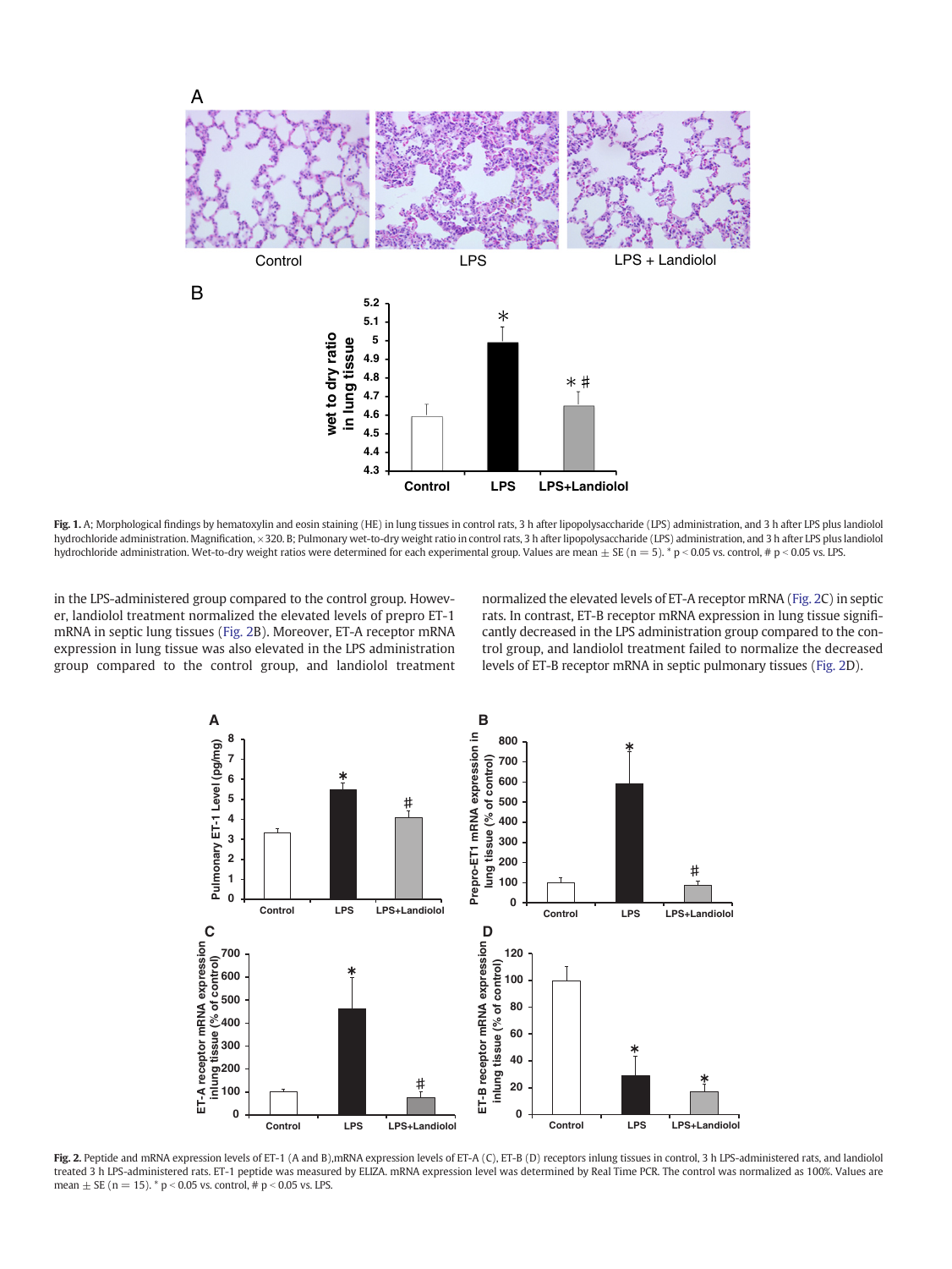**Fig. 1.** A; Morphological findings by hematoxylin and eosin staining (HE) in lung tissues in control rats, 3 h after lipopolysaccharide (LPS) administration, and 3 h after LPS plus landiolol hydrochloride administration. Magnification, ×320. B; Pulmonary wet-to-dry weight ratio in control rats, 3 h after lipopolysaccharide (LPS) administration, and 3 h after LPS plus landiolol hydrochloride administration. Wet-to-dry weight ratios were determined for each experimental group. Values are mean ± SE (n = 5). * $p < 0.05$ vs. control, # $p < 0.05$ vs. LPS.

in the LPS-administered group compared to the control group. However, landiolol treatment normalized the elevated levels of prepro ET-1 mRNA in septic lung tissues (Fig. 2B). Moreover, ET-A receptor mRNA expression in lung tissue was also elevated in the LPS administration group compared to the control group, and landiolol treatment normalized the elevated levels of ET-A receptor mRNA (Fig. 2C) in septic rats. In contrast, ET-B receptor mRNA expression in lung tissue significantly decreased in the LPS administration group compared to the control group, and landiolol treatment failed to normalize the decreased levels of ET-B receptor mRNA in septic pulmonary tissues (Fig. 2D).

**Fig. 2.** Peptide and mRNA expression levels of ET-1 (A and B),mRNA expression levels of ET-A (C), ET-B (D) receptors inlung tissues in control, 3 h LPS-administered rats, and landiolol treated 3 h LPS-administered rats. ET-1 peptide was measured by ELIZA. mRNA expression level was determined by Real Time PCR. The control was normalized as 100%. Values are mean ± SE (n = 15). * $p < 0.05$ vs. control, # $p < 0.05$ vs. LPS.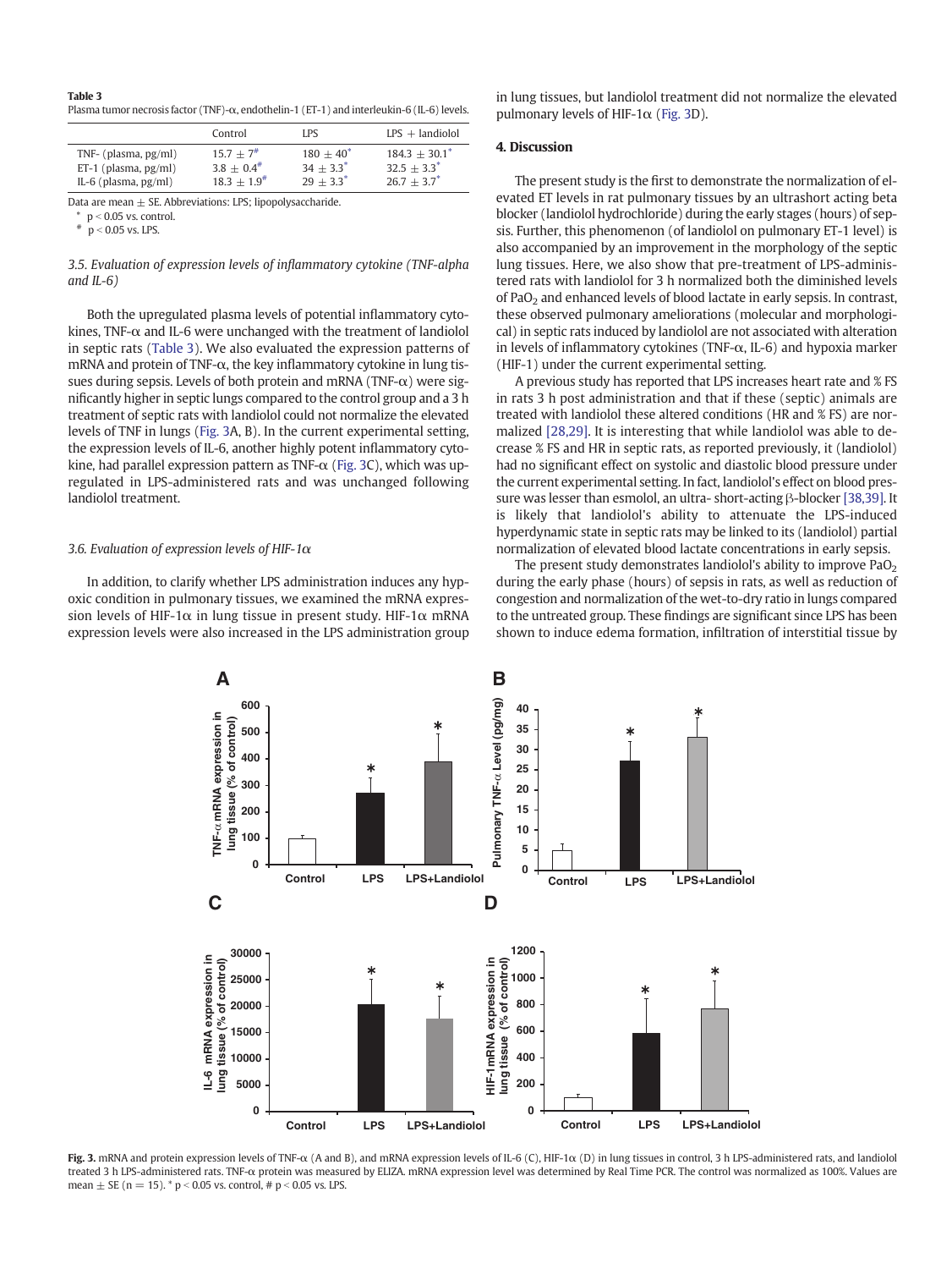**Table 3**
Plasma tumor necrosis factor (TNF)-α, endothelin-1 (ET-1) and interleukin-6 (IL-6) levels.

| | Control | LPS | LPS + landiolol |
|---|---|---|---|
| TNF- (plasma, pg/ml) | 15.7 ± 7# | 180 ± 40* | 184.3 ± 30.1* |
| ET-1 (plasma, pg/ml) | 3.8 ± 0.4# | 34 ± 3.3* | 32.5 ± 3.3* |
| IL-6 (plasma, pg/ml) | 18.3 ± 1.9# | 29 ± 3.3* | 26.7 ± 3.7* |

Data are mean ± SE. Abbreviations: LPS; lipopolysaccharide.
* $p < 0.05$ vs. control.
# $p < 0.05$ vs. LPS.

### 3.5. Evaluation of expression levels of inflammatory cytokine (TNF-alpha and IL-6)

Both the upregulated plasma levels of potential inflammatory cytokines, TNF-α and IL-6 were unchanged with the treatment of landiolol in septic rats (Table 3). We also evaluated the expression patterns of mRNA and protein of TNF-α, the key inflammatory cytokine in lung tissues during sepsis. Levels of both protein and mRNA (TNF-α) were significantly higher in septic lungs compared to the control group and a 3 h treatment of septic rats with landiolol could not normalize the elevated levels of TNF in lungs (Fig. 3A, B). In the current experimental setting, the expression levels of IL-6, another highly potent inflammatory cytokine, had parallel expression pattern as TNF-α (Fig. 3C), which was upregulated in LPS-administered rats and was unchanged following landiolol treatment.

### 3.6. Evaluation of expression levels of HIF-1α

In addition, to clarify whether LPS administration induces any hypoxic condition in pulmonary tissues, we examined the mRNA expression levels of HIF-1α in lung tissue in present study. HIF-1α mRNA expression levels were also increased in the LPS administration group in lung tissues, but landiolol treatment did not normalize the elevated pulmonary levels of HIF-1α (Fig. 3D).

## 4. Discussion

The present study is the first to demonstrate the normalization of elevated ET levels in rat pulmonary tissues by an ultrashort acting beta blocker (landiolol hydrochloride) during the early stages (hours) of sepsis. Further, this phenomenon (of landiolol on pulmonary ET-1 level) is also accompanied by an improvement in the morphology of the septic lung tissues. Here, we also show that pre-treatment of LPS-administered rats with landiolol for 3 h normalized both the diminished levels of $PaO_2$ and enhanced levels of blood lactate in early sepsis. In contrast, these observed pulmonary ameliorations (molecular and morphological) in septic rats induced by landiolol are not associated with alteration in levels of inflammatory cytokines (TNF-α, IL-6) and hypoxia marker (HIF-1) under the current experimental setting.

A previous study has reported that LPS increases heart rate and % FS in rats 3 h post administration and that if these (septic) animals are treated with landiolol these altered conditions (HR and % FS) are normalized [28,29]. It is interesting that while landiolol was able to decrease % FS and HR in septic rats, as reported previously, it (landiolol) had no significant effect on systolic and diastolic blood pressure under the current experimental setting. In fact, landiolol's effect on blood pressure was lesser than esmolol, an ultra- short-acting β-blocker [38,39]. It is likely that landiolol's ability to attenuate the LPS-induced hyperdynamic state in septic rats may be linked to its (landiolol) partial normalization of elevated blood lactate concentrations in early sepsis.

The present study demonstrates landiolol's ability to improve $PaO_2$ during the early phase (hours) of sepsis in rats, as well as reduction of congestion and normalization of the wet-to-dry ratio in lungs compared to the untreated group. These findings are significant since LPS has been shown to induce edema formation, infiltration of interstitial tissue by

**Fig. 3.** mRNA and protein expression levels of TNF-α (A and B), and mRNA expression levels of IL-6 (C), HIF-1α (D) in lung tissues in control, 3 h LPS-administered rats, and landiolol treated 3 h LPS-administered rats. TNF-α protein was measured by ELIZA. mRNA expression level was determined by Real Time PCR. The control was normalized as 100%. Values are mean ± SE (n = 15). * $p < 0.05$ vs. control, # $p < 0.05$ vs. LPS.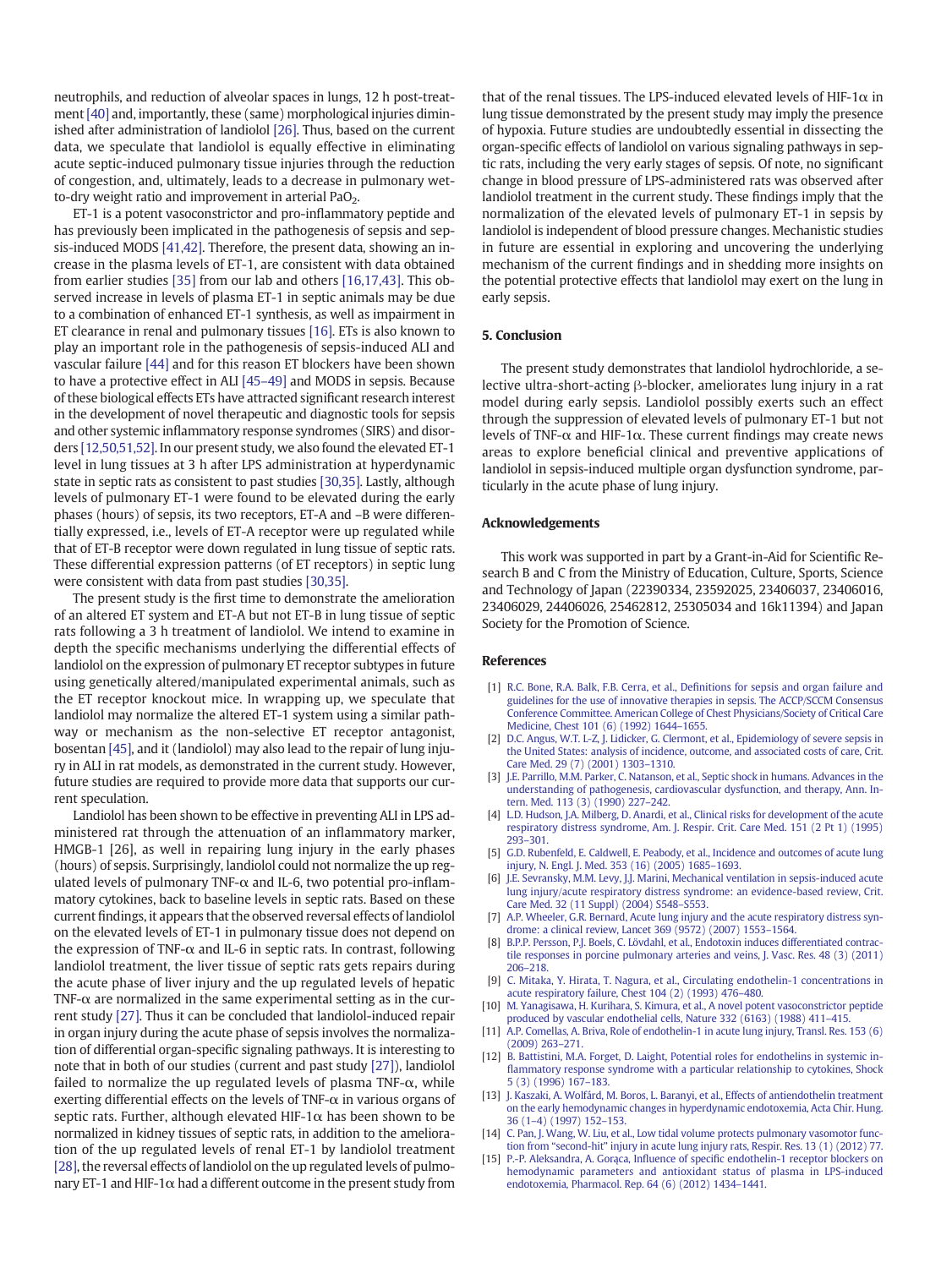neutrophils, and reduction of alveolar spaces in lungs, 12 h post-treatment [40] and, importantly, these (same) morphological injuries diminished after administration of landiolol [26]. Thus, based on the current data, we speculate that landiolol is equally effective in eliminating acute septic-induced pulmonary tissue injuries through the reduction of congestion, and, ultimately, leads to a decrease in pulmonary wet-to-dry weight ratio and improvement in arterial $PaO_2$.

ET-1 is a potent vasoconstrictor and pro-inflammatory peptide and has previously been implicated in the pathogenesis of sepsis and sepsis-induced MODS [41,42]. Therefore, the present data, showing an increase in the plasma levels of ET-1, are consistent with data obtained from earlier studies [35] from our lab and others [16,17,43]. This observed increase in levels of plasma ET-1 in septic animals may be due to a combination of enhanced ET-1 synthesis, as well as impairment in ET clearance in renal and pulmonary tissues [16]. ETs is also known to play an important role in the pathogenesis of sepsis-induced ALI and vascular failure [44] and for this reason ET blockers have been shown to have a protective effect in ALI [45–49] and MODS in sepsis. Because of these biological effects ETs have attracted significant research interest in the development of novel therapeutic and diagnostic tools for sepsis and other systemic inflammatory response syndromes (SIRS) and disorders [12,50,51,52]. In our present study, we also found the elevated ET-1 level in lung tissues at 3 h after LPS administration at hyperdynamic state in septic rats as consistent to past studies [30,35]. Lastly, although levels of pulmonary ET-1 were found to be elevated during the early phases (hours) of sepsis, its two receptors, ET-A and –B were differentially expressed, i.e., levels of ET-A receptor were up regulated while that of ET-B receptor were down regulated in lung tissue of septic rats. These differential expression patterns (of ET receptors) in septic lung were consistent with data from past studies [30,35].

The present study is the first time to demonstrate the amelioration of an altered ET system and ET-A but not ET-B in lung tissue of septic rats following a 3 h treatment of landiolol. We intend to examine in depth the specific mechanisms underlying the differential effects of landiolol on the expression of pulmonary ET receptor subtypes in future using genetically altered/manipulated experimental animals, such as the ET receptor knockout mice. In wrapping up, we speculate that landiolol may normalize the altered ET-1 system using a similar pathway or mechanism as the non-selective ET receptor antagonist, bosentan [45], and it (landiolol) may also lead to the repair of lung injury in ALI in rat models, as demonstrated in the current study. However, future studies are required to provide more data that supports our current speculation.

Landiolol has been shown to be effective in preventing ALI in LPS administered rat through the attenuation of an inflammatory marker, HMGB-1 [26], as well in repairing lung injury in the early phases (hours) of sepsis. Surprisingly, landiolol could not normalize the up regulated levels of pulmonary TNF-α and IL-6, two potential pro-inflammatory cytokines, back to baseline levels in septic rats. Based on these current findings, it appears that the observed reversal effects of landiolol on the elevated levels of ET-1 in pulmonary tissue does not depend on the expression of TNF-α and IL-6 in septic rats. In contrast, following landiolol treatment, the liver tissue of septic rats gets repairs during the acute phase of liver injury and the up regulated levels of hepatic TNF-α are normalized in the same experimental setting as in the current study [27]. Thus it can be concluded that landiolol-induced repair in organ injury during the acute phase of sepsis involves the normalization of differential organ-specific signaling pathways. It is interesting to note that in both of our studies (current and past study [27]), landiolol failed to normalize the up regulated levels of plasma TNF-α, while exerting differential effects on the levels of TNF-α in various organs of septic rats. Further, although elevated HIF-1α has been shown to be normalized in kidney tissues of septic rats, in addition to the amelioration of the up regulated levels of renal ET-1 by landiolol treatment [28], the reversal effects of landiolol on the up regulated levels of pulmonary ET-1 and HIF-1α had a different outcome in the present study from that of the renal tissues. The LPS-induced elevated levels of HIF-1α in lung tissue demonstrated by the present study may imply the presence of hypoxia. Future studies are undoubtedly essential in dissecting the organ-specific effects of landiolol on various signaling pathways in septic rats, including the very early stages of sepsis. Of note, no significant change in blood pressure of LPS-administered rats was observed after landiolol treatment in the current study. These findings imply that the normalization of the elevated levels of pulmonary ET-1 in sepsis by landiolol is independent of blood pressure changes. Mechanistic studies in future are essential in exploring and uncovering the underlying mechanism of the current findings and in shedding more insights on the potential protective effects that landiolol may exert on the lung in early sepsis.

## 5. Conclusion

The present study demonstrates that landiolol hydrochloride, a selective ultra-short-acting β-blocker, ameliorates lung injury in a rat model during early sepsis. Landiolol possibly exerts such an effect through the suppression of elevated levels of pulmonary ET-1 but not levels of TNF-α and HIF-1α. These current findings may create news areas to explore beneficial clinical and preventive applications of landiolol in sepsis-induced multiple organ dysfunction syndrome, particularly in the acute phase of lung injury.

## Acknowledgements

This work was supported in part by a Grant-in-Aid for Scientific Research B and C from the Ministry of Education, Culture, Sports, Science and Technology of Japan (22390334, 23592025, 23406037, 23406016, 23406029, 24406026, 25462812, 25305034 and 16k11394) and Japan Society for the Promotion of Science.

## References

[1] R.C. Bone, R.A. Balk, F.B. Cerra, et al., Definitions for sepsis and organ failure and guidelines for the use of innovative therapies in sepsis. The ACCP/SCCM Consensus Conference Committee. American College of Chest Physicians/Society of Critical Care Medicine, Chest 101 (6) (1992) 1644–1655.

[2] D.C. Angus, W.T. L-Z, J. Lidicker, G. Clermont, et al., Epidemiology of severe sepsis in the United States: analysis of incidence, outcome, and associated costs of care, Crit. Care Med. 29 (7) (2001) 1303–1310.

[3] J.E. Parrillo, M.M. Parker, C. Natanson, et al., Septic shock in humans. Advances in the understanding of pathogenesis, cardiovascular dysfunction, and therapy, Ann. Intern. Med. 113 (3) (1990) 227–242.

[4] L.D. Hudson, J.A. Milberg, D. Anardi, et al., Clinical risks for development of the acute respiratory distress syndrome, Am. J. Respir. Crit. Care Med. 151 (2 Pt 1) (1995) 293–301.

[5] G.D. Rubenfeld, E. Caldwell, E. Peabody, et al., Incidence and outcomes of acute lung injury, N. Engl. J. Med. 353 (16) (2005) 1685–1693.

[6] J.E. Sevransky, M.M. Levy, J.J. Marini, Mechanical ventilation in sepsis-induced acute lung injury/acute respiratory distress syndrome: an evidence-based review, Crit. Care Med. 32 (11 Suppl) (2004) S548–S553.

[7] A.P. Wheeler, G.R. Bernard, Acute lung injury and the acute respiratory distress syndrome: a clinical review, Lancet 369 (9572) (2007) 1553–1564.

[8] B.P.P. Persson, P.J. Boels, C. Lövdahl, et al., Endotoxin induces differentiated contractile responses in porcine pulmonary arteries and veins, J. Vasc. Res. 48 (3) (2011) 206–218.

[9] C. Mitaka, Y. Hirata, T. Nagura, et al., Circulating endothelin-1 concentrations in acute respiratory failure, Chest 104 (2) (1993) 476–480.

[10] M. Yanagisawa, H. Kurihara, S. Kimura, et al., A novel potent vasoconstrictor peptide produced by vascular endothelial cells, Nature 332 (6163) (1988) 411–415.

[11] A.P. Comellas, A. Briva, Role of endothelin-1 in acute lung injury, Transl. Res. 153 (6) (2009) 263–271.

[12] B. Battistini, M.A. Forget, D. Laight, Potential roles for endothelins in systemic inflammatory response syndrome with a particular relationship to cytokines, Shock 5 (3) (1996) 167–183.

[13] J. Kaszaki, A. Wolfárd, M. Boros, L. Baranyi, et al., Effects of antiendothelin treatment on the early hemodynamic changes in hyperdynamic endotoxemia, Acta Chir. Hung. 36 (1–4) (1997) 152–153.

[14] C. Pan, J. Wang, W. Liu, et al., Low tidal volume protects pulmonary vasomotor function from "second-hit" injury in acute lung injury rats, Respir. Res. 13 (1) (2012) 77.

[15] P.-P. Aleksandra, A. Gorąca, Influence of specific endothelin-1 receptor blockers on hemodynamic parameters and antioxidant status of plasma in LPS-induced endotoxemia, Pharmacol. Rep. 64 (6) (2012) 1434–1441.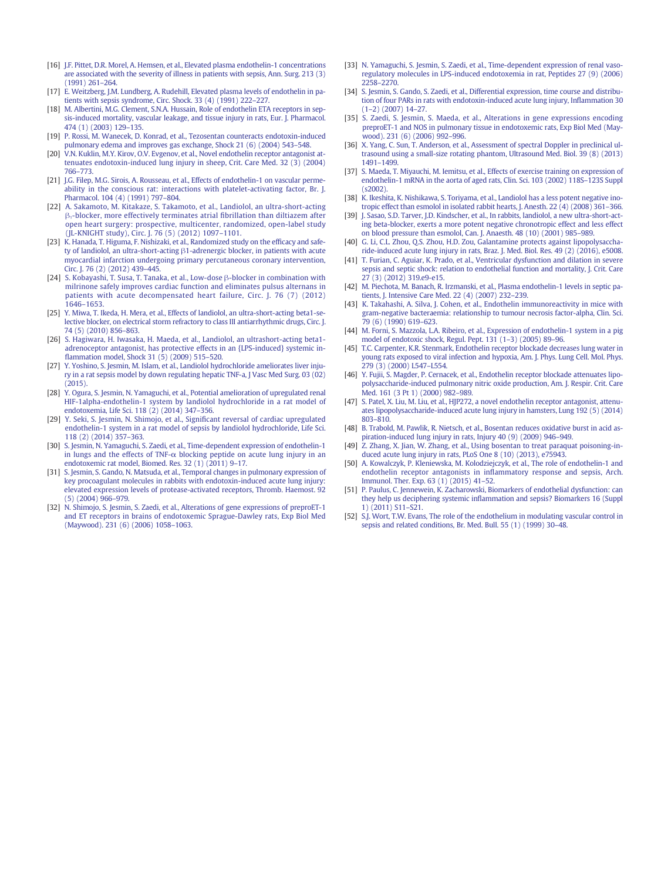[16] J.F. Pittet, D.R. Morel, A. Hemsen, et al., Elevated plasma endothelin-1 concentrations are associated with the severity of illness in patients with sepsis, Ann. Surg. 213 (3) (1991) 261–264.

[17] E. Weitzberg, J.M. Lundberg, A. Rudehill, Elevated plasma levels of endothelin in patients with sepsis syndrome, Circ. Shock. 33 (4) (1991) 222–227.

[18] M. Albertini, M.G. Clement, S.N.A. Hussain, Role of endothelin ETA receptors in sepsis-induced mortality, vascular leakage, and tissue injury in rats, Eur. J. Pharmacol. 474 (1) (2003) 129–135.

[19] P. Rossi, M. Wanecek, D. Konrad, et al., Tezosentan counteracts endotoxin-induced pulmonary edema and improves gas exchange, Shock 21 (6) (2004) 543–548.

[20] V.N. Kuklin, M.Y. Kirov, O.V. Evgenov, et al., Novel endothelin receptor antagonist attenuates endotoxin-induced lung injury in sheep, Crit. Care Med. 32 (3) (2004) 766–773.

[21] J.G. Filep, M.G. Sirois, A. Rousseau, et al., Effects of endothelin-1 on vascular permeability in the conscious rat: interactions with platelet-activating factor, Br. J. Pharmacol. 104 (4) (1991) 797–804.

[22] A. Sakamoto, M. Kitakaze, S. Takamoto, et al., Landiolol, an ultra-short-acting $\beta_1$-blocker, more effectively terminates atrial fibrillation than diltiazem after open heart surgery: prospective, multicenter, randomized, open-label study (JL-KNIGHT study), Circ. J. 76 (5) (2012) 1097–1101.

[23] K. Hanada, T. Higuma, F. Nishizaki, et al., Randomized study on the efficacy and safety of landiolol, an ultra-short-acting β1-adrenergic blocker, in patients with acute myocardial infarction undergoing primary percutaneous coronary intervention, Circ. J. 76 (2) (2012) 439–445.

[24] S. Kobayashi, T. Susa, T. Tanaka, et al., Low-dose β-blocker in combination with milrinone safely improves cardiac function and eliminates pulsus alternans in patients with acute decompensated heart failure, Circ. J. 76 (7) (2012) 1646–1653.

[25] Y. Miwa, T. Ikeda, H. Mera, et al., Effects of landiolol, an ultra-short-acting beta1-selective blocker, on electrical storm refractory to class III antiarrhythmic drugs, Circ. J. 74 (5) (2010) 856–863.

[26] S. Hagiwara, H. Iwasaka, H. Maeda, et al., Landiolol, an ultrashort-acting beta1-adrenoceptor antagonist, has protective effects in an {LPS-induced} systemic inflammation model, Shock 31 (5) (2009) 515–520.

[27] Y. Yoshino, S. Jesmin, M. Islam, et al., Landiolol hydrochloride ameliorates liver injury in a rat sepsis model by down regulating hepatic TNF-a, J Vasc Med Surg. 03 (02) (2015).

[28] Y. Ogura, S. Jesmin, N. Yamaguchi, et al., Potential amelioration of upregulated renal HIF-1alpha-endothelin-1 system by landiolol hydrochloride in a rat model of endotoxemia, Life Sci. 118 (2) (2014) 347–356.

[29] Y. Seki, S. Jesmin, N. Shimojo, et al., Significant reversal of cardiac upregulated endothelin-1 system in a rat model of sepsis by landiolol hydrochloride, Life Sci. 118 (2) (2014) 357–363.

[30] S. Jesmin, N. Yamaguchi, S. Zaedi, et al., Time-dependent expression of endothelin-1 in lungs and the effects of TNF-α blocking peptide on acute lung injury in an endotoxemic rat model, Biomed. Res. 32 (1) (2011) 9–17.

[31] S. Jesmin, S. Gando, N. Matsuda, et al., Temporal changes in pulmonary expression of key procoagulant molecules in rabbits with endotoxin-induced acute lung injury: elevated expression levels of protease-activated receptors, Thromb. Haemost. 92 (5) (2004) 966–979.

[32] N. Shimojo, S. Jesmin, S. Zaedi, et al., Alterations of gene expressions of preproET-1 and ET receptors in brains of endotoxemic Sprague-Dawley rats, Exp Biol Med (Maywood). 231 (6) (2006) 1058–1063.

[33] N. Yamaguchi, S. Jesmin, S. Zaedi, et al., Time-dependent expression of renal vaso-regulatory molecules in LPS-induced endotoxemia in rat, Peptides 27 (9) (2006) 2258–2270.

[34] S. Jesmin, S. Gando, S. Zaedi, et al., Differential expression, time course and distribution of four PARs in rats with endotoxin-induced acute lung injury, Inflammation 30 (1–2) (2007) 14–27.

[35] S. Zaedi, S. Jesmin, S. Maeda, et al., Alterations in gene expressions encoding preproET-1 and NOS in pulmonary tissue in endotoxemic rats, Exp Biol Med (Maywood). 231 (6) (2006) 992–996.

[36] X. Yang, C. Sun, T. Anderson, et al., Assessment of spectral Doppler in preclinical ultrasound using a small-size rotating phantom, Ultrasound Med. Biol. 39 (8) (2013) 1491–1499.

[37] S. Maeda, T. Miyauchi, M. Iemitsu, et al., Effects of exercise training on expression of endothelin-1 mRNA in the aorta of aged rats, Clin. Sci. 103 (2002) 118S–123S Suppl (s2002).

[38] K. Ikeshita, K. Nishikawa, S. Toriyama, et al., Landiolol has a less potent negative inotropic effect than esmolol in isolated rabbit hearts, J. Anesth. 22 (4) (2008) 361–366.

[39] J. Sasao, S.D. Tarver, J.D. Kindscher, et al., In rabbits, landiolol, a new ultra-short-acting beta-blocker, exerts a more potent negative chronotropic effect and less effect on blood pressure than esmolol, Can. J. Anaesth. 48 (10) (2001) 985–989.

[40] G. Li, C.L. Zhou, Q.S. Zhou, H.D. Zou, Galantamine protects against lipopolysaccharide-induced acute lung injury in rats, Braz. J. Med. Biol. Res. 49 (2) (2016), e5008.

[41] T. Furian, C. Aguiar, K. Prado, et al., Ventricular dysfunction and dilation in severe sepsis and septic shock: relation to endothelial function and mortality, J. Crit. Care 27 (3) (2012) 319.e9-e15.

[42] M. Piechota, M. Banach, R. Irzmanski, et al., Plasma endothelin-1 levels in septic patients, J. Intensive Care Med. 22 (4) (2007) 232–239.

[43] K. Takahashi, A. Silva, J. Cohen, et al., Endothelin immunoreactivity in mice with gram-negative bacteraemia: relationship to tumour necrosis factor-alpha, Clin. Sci. 79 (6) (1990) 619–623.

[44] M. Forni, S. Mazzola, L.A. Ribeiro, et al., Expression of endothelin-1 system in a pig model of endotoxic shock, Regul. Pept. 131 (1–3) (2005) 89–96.

[45] T.C. Carpenter, K.R. Stenmark, Endothelin receptor blockade decreases lung water in young rats exposed to viral infection and hypoxia, Am. J. Phys. Lung Cell. Mol. Phys. 279 (3) (2000) L547–L554.

[46] Y. Fujii, S. Magder, P. Cernacek, et al., Endothelin receptor blockade attenuates lipopolysaccharide-induced pulmonary nitric oxide production, Am. J. Respir. Crit. Care Med. 161 (3 Pt 1) (2000) 982–989.

[47] S. Patel, X. Liu, M. Liu, et al., HJP272, a novel endothelin receptor antagonist, attenuates lipopolysaccharide-induced acute lung injury in hamsters, Lung 192 (5) (2014) 803–810.

[48] B. Trabold, M. Pawlik, R. Nietsch, et al., Bosentan reduces oxidative burst in acid aspiration-induced lung injury in rats, Injury 40 (9) (2009) 946–949.

[49] Z. Zhang, X. Jian, W. Zhang, et al., Using bosentan to treat paraquat poisoning-induced acute lung injury in rats, PLoS One 8 (10) (2013), e75943.

[50] A. Kowalczyk, P. Kleniewska, M. Kolodziejczyk, et al., The role of endothelin-1 and endothelin receptor antagonists in inflammatory response and sepsis, Arch. Immunol. Ther. Exp. 63 (1) (2015) 41–52.

[51] P. Paulus, C. Jennewein, K. Zacharowski, Biomarkers of endothelial dysfunction: can they help us deciphering systemic inflammation and sepsis? Biomarkers 16 (Suppl 1) (2011) S11–S21.

[52] S.J. Wort, T.W. Evans, The role of the endothelium in modulating vascular control in sepsis and related conditions, Br. Med. Bull. 55 (1) (1999) 30–48.